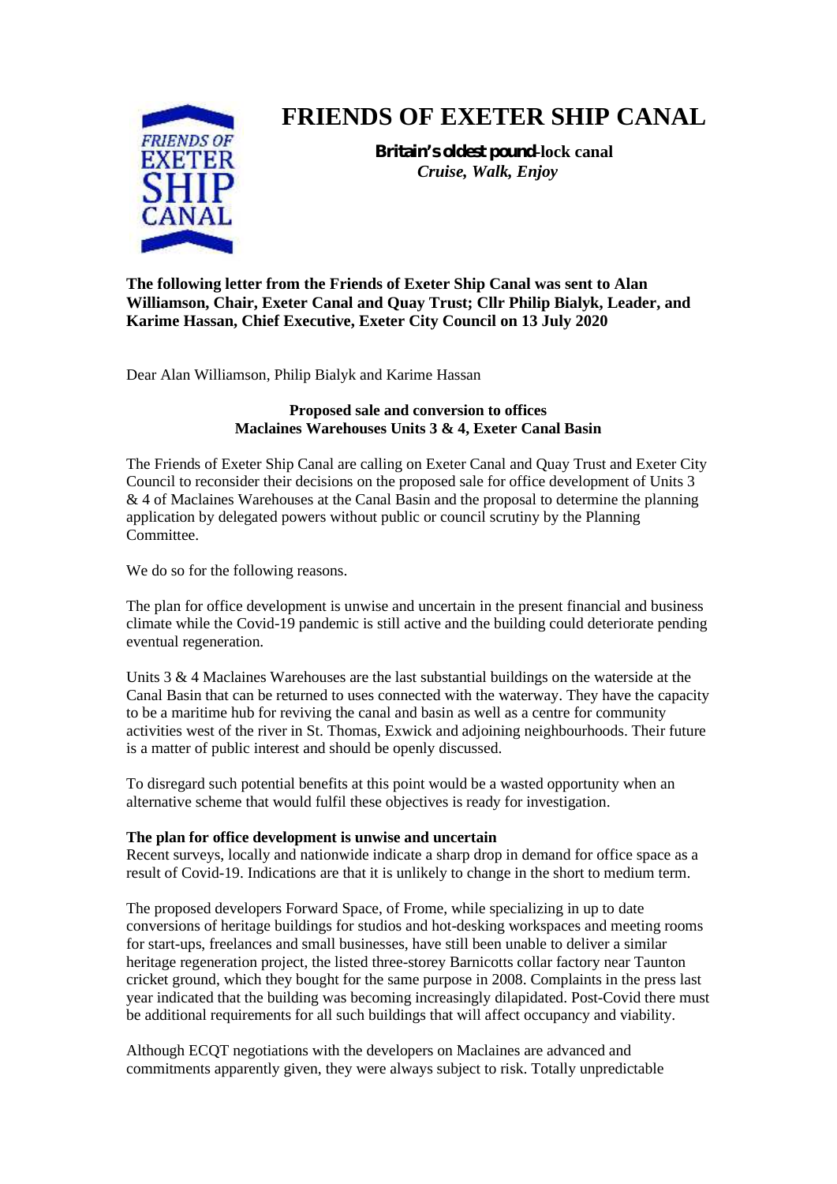# FRIENDS OF EXETER SHIP CANAL

**Britain's oldest pound-lock canal**
*Cruise, Walk, Enjoy*

**The following letter from the Friends of Exeter Ship Canal was sent to Alan Williamson, Chair, Exeter Canal and Quay Trust; Cllr Philip Bialyk, Leader, and Karime Hassan, Chief Executive, Exeter City Council on 13 July 2020**

Dear Alan Williamson, Philip Bialyk and Karime Hassan

**Proposed sale and conversion to offices**
**Maclaines Warehouses Units 3 & 4, Exeter Canal Basin**

The Friends of Exeter Ship Canal are calling on Exeter Canal and Quay Trust and Exeter City Council to reconsider their decisions on the proposed sale for office development of Units 3 & 4 of Maclaines Warehouses at the Canal Basin and the proposal to determine the planning application by delegated powers without public or council scrutiny by the Planning Committee.

We do so for the following reasons.

The plan for office development is unwise and uncertain in the present financial and business climate while the Covid-19 pandemic is still active and the building could deteriorate pending eventual regeneration.

Units 3 & 4 Maclaines Warehouses are the last substantial buildings on the waterside at the Canal Basin that can be returned to uses connected with the waterway. They have the capacity to be a maritime hub for reviving the canal and basin as well as a centre for community activities west of the river in St. Thomas, Exwick and adjoining neighbourhoods. Their future is a matter of public interest and should be openly discussed.

To disregard such potential benefits at this point would be a wasted opportunity when an alternative scheme that would fulfil these objectives is ready for investigation.

**The plan for office development is unwise and uncertain**

Recent surveys, locally and nationwide indicate a sharp drop in demand for office space as a result of Covid-19. Indications are that it is unlikely to change in the short to medium term.

The proposed developers Forward Space, of Frome, while specializing in up to date conversions of heritage buildings for studios and hot-desking workspaces and meeting rooms for start-ups, freelances and small businesses, have still been unable to deliver a similar heritage regeneration project, the listed three-storey Barnicotts collar factory near Taunton cricket ground, which they bought for the same purpose in 2008. Complaints in the press last year indicated that the building was becoming increasingly dilapidated. Post-Covid there must be additional requirements for all such buildings that will affect occupancy and viability.

Although ECQT negotiations with the developers on Maclaines are advanced and commitments apparently given, they were always subject to risk. Totally unpredictable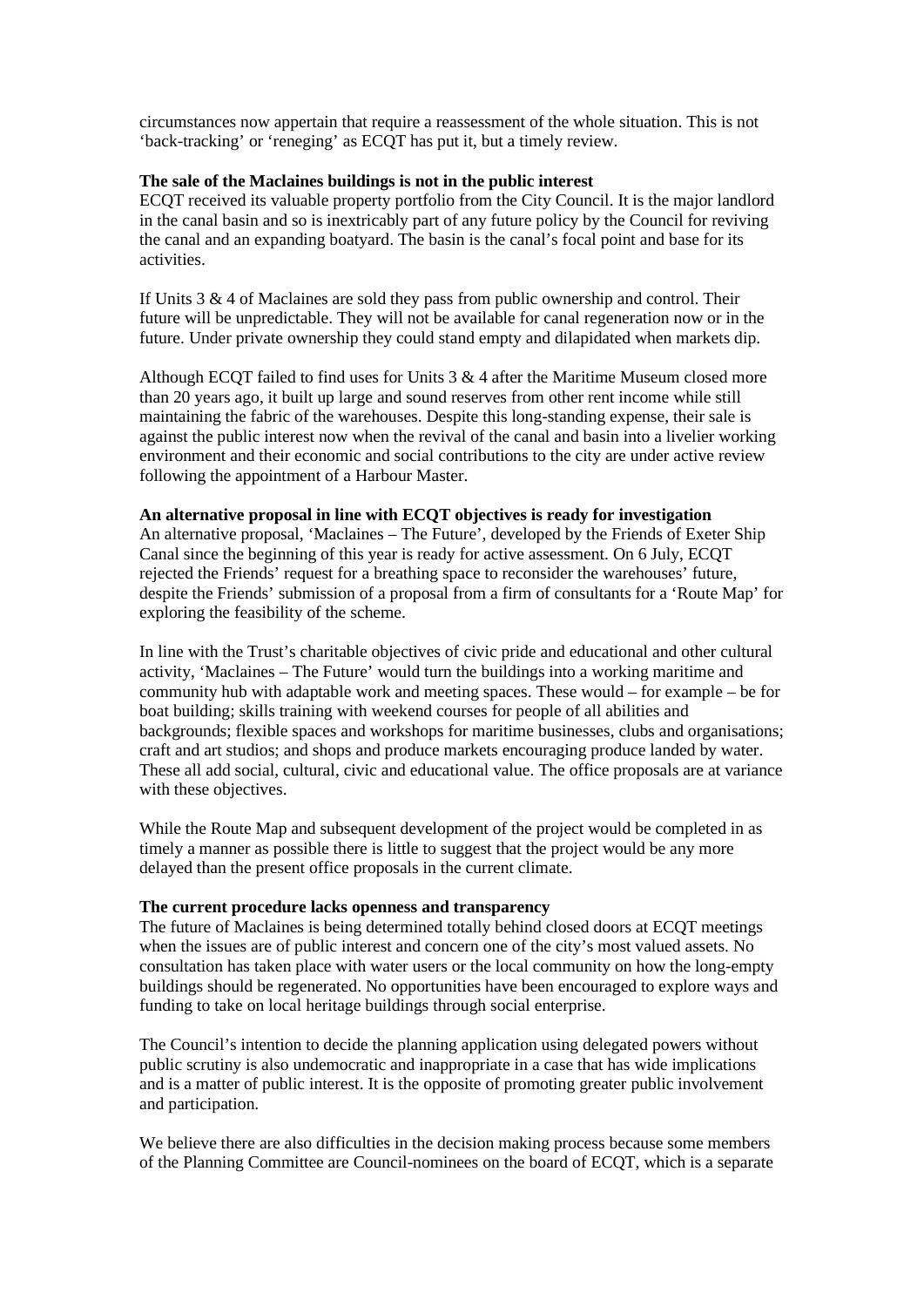circumstances now appertain that require a reassessment of the whole situation. This is not 'back-tracking' or 'reneging' as ECQT has put it, but a timely review.

**The sale of the Maclaines buildings is not in the public interest**
ECQT received its valuable property portfolio from the City Council. It is the major landlord in the canal basin and so is inextricably part of any future policy by the Council for reviving the canal and an expanding boatyard. The basin is the canal's focal point and base for its activities.

If Units 3 & 4 of Maclaines are sold they pass from public ownership and control. Their future will be unpredictable. They will not be available for canal regeneration now or in the future. Under private ownership they could stand empty and dilapidated when markets dip.

Although ECQT failed to find uses for Units 3 & 4 after the Maritime Museum closed more than 20 years ago, it built up large and sound reserves from other rent income while still maintaining the fabric of the warehouses. Despite this long-standing expense, their sale is against the public interest now when the revival of the canal and basin into a livelier working environment and their economic and social contributions to the city are under active review following the appointment of a Harbour Master.

**An alternative proposal in line with ECQT objectives is ready for investigation**
An alternative proposal, 'Maclaines – The Future', developed by the Friends of Exeter Ship Canal since the beginning of this year is ready for active assessment. On 6 July, ECQT rejected the Friends' request for a breathing space to reconsider the warehouses' future, despite the Friends' submission of a proposal from a firm of consultants for a 'Route Map' for exploring the feasibility of the scheme.

In line with the Trust's charitable objectives of civic pride and educational and other cultural activity, 'Maclaines – The Future' would turn the buildings into a working maritime and community hub with adaptable work and meeting spaces. These would – for example – be for boat building; skills training with weekend courses for people of all abilities and backgrounds; flexible spaces and workshops for maritime businesses, clubs and organisations; craft and art studios; and shops and produce markets encouraging produce landed by water. These all add social, cultural, civic and educational value. The office proposals are at variance with these objectives.

While the Route Map and subsequent development of the project would be completed in as timely a manner as possible there is little to suggest that the project would be any more delayed than the present office proposals in the current climate.

**The current procedure lacks openness and transparency**
The future of Maclaines is being determined totally behind closed doors at ECQT meetings when the issues are of public interest and concern one of the city's most valued assets. No consultation has taken place with water users or the local community on how the long-empty buildings should be regenerated. No opportunities have been encouraged to explore ways and funding to take on local heritage buildings through social enterprise.

The Council's intention to decide the planning application using delegated powers without public scrutiny is also undemocratic and inappropriate in a case that has wide implications and is a matter of public interest. It is the opposite of promoting greater public involvement and participation.

We believe there are also difficulties in the decision making process because some members of the Planning Committee are Council-nominees on the board of ECQT, which is a separate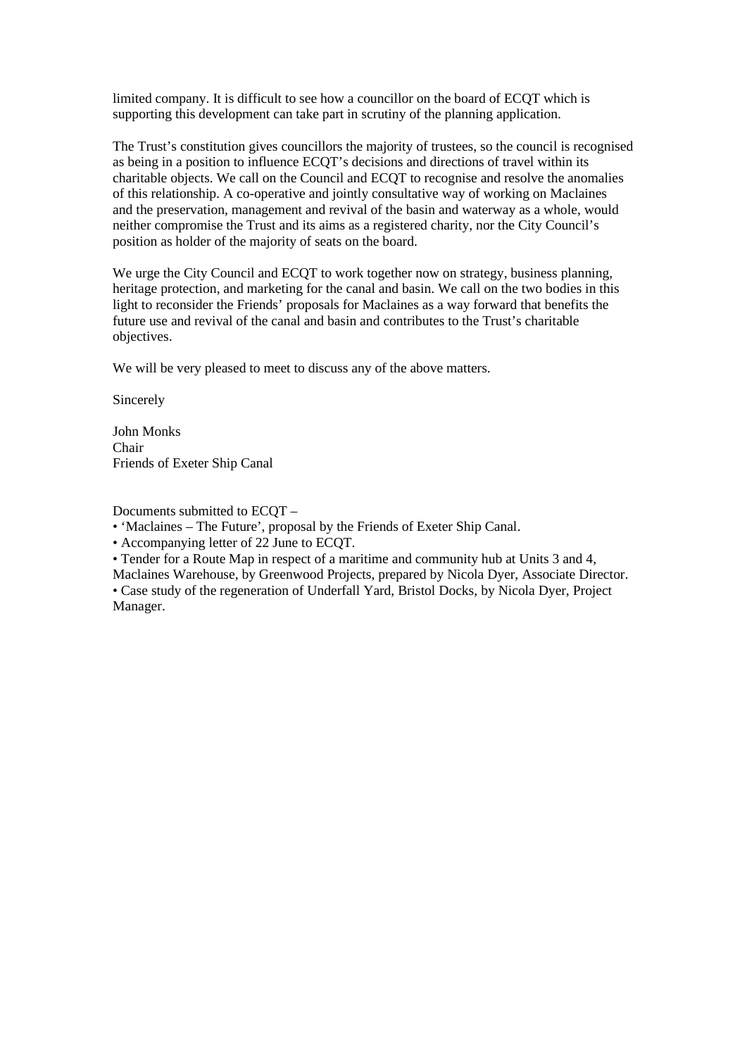limited company. It is difficult to see how a councillor on the board of ECQT which is supporting this development can take part in scrutiny of the planning application.

The Trust's constitution gives councillors the majority of trustees, so the council is recognised as being in a position to influence ECQT's decisions and directions of travel within its charitable objects. We call on the Council and ECQT to recognise and resolve the anomalies of this relationship. A co-operative and jointly consultative way of working on Maclaines and the preservation, management and revival of the basin and waterway as a whole, would neither compromise the Trust and its aims as a registered charity, nor the City Council's position as holder of the majority of seats on the board.

We urge the City Council and ECQT to work together now on strategy, business planning, heritage protection, and marketing for the canal and basin. We call on the two bodies in this light to reconsider the Friends' proposals for Maclaines as a way forward that benefits the future use and revival of the canal and basin and contributes to the Trust's charitable objectives.

We will be very pleased to meet to discuss any of the above matters.

Sincerely

John Monks
Chair
Friends of Exeter Ship Canal

Documents submitted to ECQT –

- 'Maclaines – The Future', proposal by the Friends of Exeter Ship Canal.
- Accompanying letter of 22 June to ECQT.
- Tender for a Route Map in respect of a maritime and community hub at Units 3 and 4, Maclaines Warehouse, by Greenwood Projects, prepared by Nicola Dyer, Associate Director.
- Case study of the regeneration of Underfall Yard, Bristol Docks, by Nicola Dyer, Project Manager.